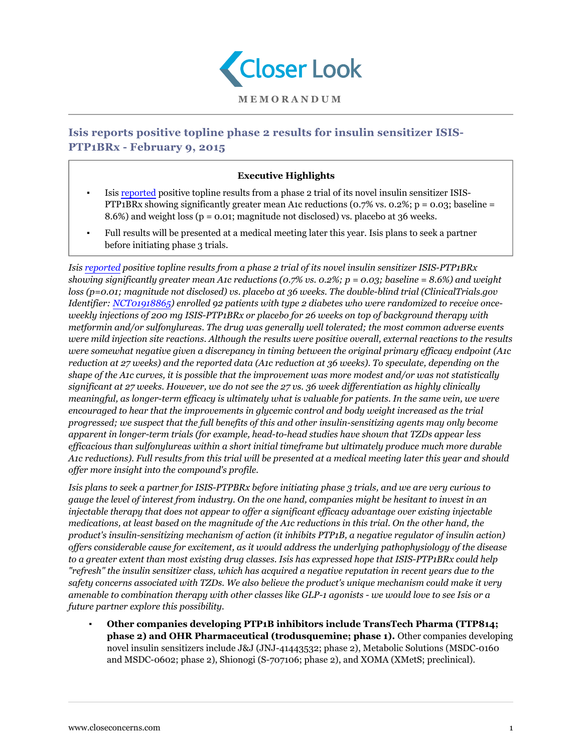# Closer Look

**MEMORANDUM**

## Isis reports positive topline phase 2 results for insulin sensitizer ISIS-PTP1BRx - February 9, 2015

**Executive Highlights**

- Isis reported positive topline results from a phase 2 trial of its novel insulin sensitizer ISIS-PTP1BRx showing significantly greater mean A1c reductions (0.7% vs. 0.2%; p = 0.03; baseline = 8.6%) and weight loss (p = 0.01; magnitude not disclosed) vs. placebo at 36 weeks.
- Full results will be presented at a medical meeting later this year. Isis plans to seek a partner before initiating phase 3 trials.

*Isis reported positive topline results from a phase 2 trial of its novel insulin sensitizer ISIS-PTP1BRx showing significantly greater mean A1c reductions (0.7% vs. 0.2%; p = 0.03; baseline = 8.6%) and weight loss (p=0.01; magnitude not disclosed) vs. placebo at 36 weeks. The double-blind trial (ClinicalTrials.gov Identifier: NCT01918865) enrolled 92 patients with type 2 diabetes who were randomized to receive once-weekly injections of 200 mg ISIS-PTP1BRx or placebo for 26 weeks on top of background therapy with metformin and/or sulfonylureas. The drug was generally well tolerated; the most common adverse events were mild injection site reactions. Although the results were positive overall, external reactions to the results were somewhat negative given a discrepancy in timing between the original primary efficacy endpoint (A1c reduction at 27 weeks) and the reported data (A1c reduction at 36 weeks). To speculate, depending on the shape of the A1c curves, it is possible that the improvement was more modest and/or was not statistically significant at 27 weeks. However, we do not see the 27 vs. 36 week differentiation as highly clinically meaningful, as longer-term efficacy is ultimately what is valuable for patients. In the same vein, we were encouraged to hear that the improvements in glycemic control and body weight increased as the trial progressed; we suspect that the full benefits of this and other insulin-sensitizing agents may only become apparent in longer-term trials (for example, head-to-head studies have shown that TZDs appear less efficacious than sulfonylureas within a short initial timeframe but ultimately produce much more durable A1c reductions). Full results from this trial will be presented at a medical meeting later this year and should offer more insight into the compound's profile.*

*Isis plans to seek a partner for ISIS-PTPBRx before initiating phase 3 trials, and we are very curious to gauge the level of interest from industry. On the one hand, companies might be hesitant to invest in an injectable therapy that does not appear to offer a significant efficacy advantage over existing injectable medications, at least based on the magnitude of the A1c reductions in this trial. On the other hand, the product's insulin-sensitizing mechanism of action (it inhibits PTP1B, a negative regulator of insulin action) offers considerable cause for excitement, as it would address the underlying pathophysiology of the disease to a greater extent than most existing drug classes. Isis has expressed hope that ISIS-PTP1BRx could help "refresh" the insulin sensitizer class, which has acquired a negative reputation in recent years due to the safety concerns associated with TZDs. We also believe the product's unique mechanism could make it very amenable to combination therapy with other classes like GLP-1 agonists - we would love to see Isis or a future partner explore this possibility.*

- **Other companies developing PTP1B inhibitors include TransTech Pharma (TTP814; phase 2) and OHR Pharmaceutical (trodusquemine; phase 1).** Other companies developing novel insulin sensitizers include J&J (JNJ-41443532; phase 2), Metabolic Solutions (MSDC-0160 and MSDC-0602; phase 2), Shionogi (S-707106; phase 2), and XOMA (XMetS; preclinical).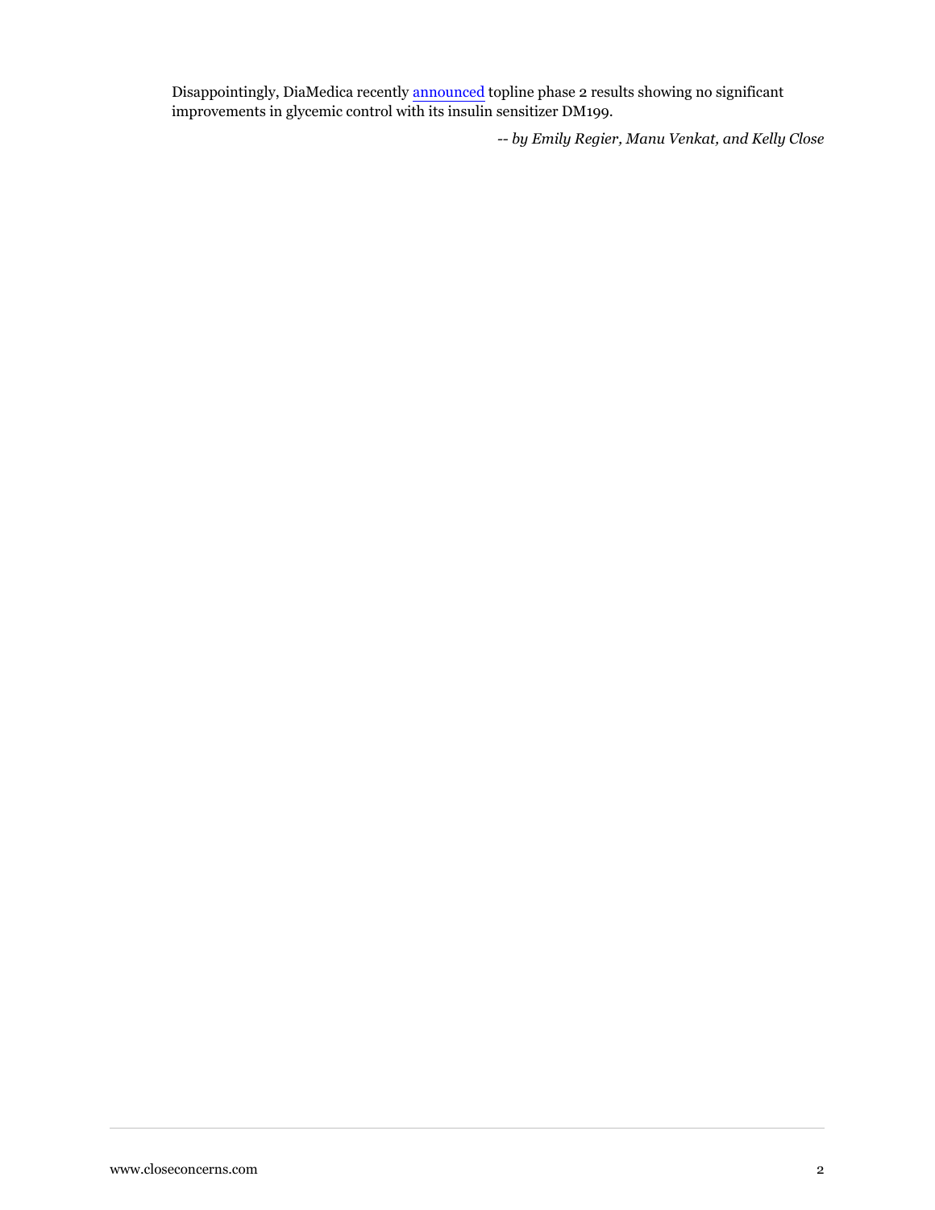Disappointingly, DiaMedica recently announced topline phase 2 results showing no significant improvements in glycemic control with its insulin sensitizer DM199.

*-- by Emily Regier, Manu Venkat, and Kelly Close*